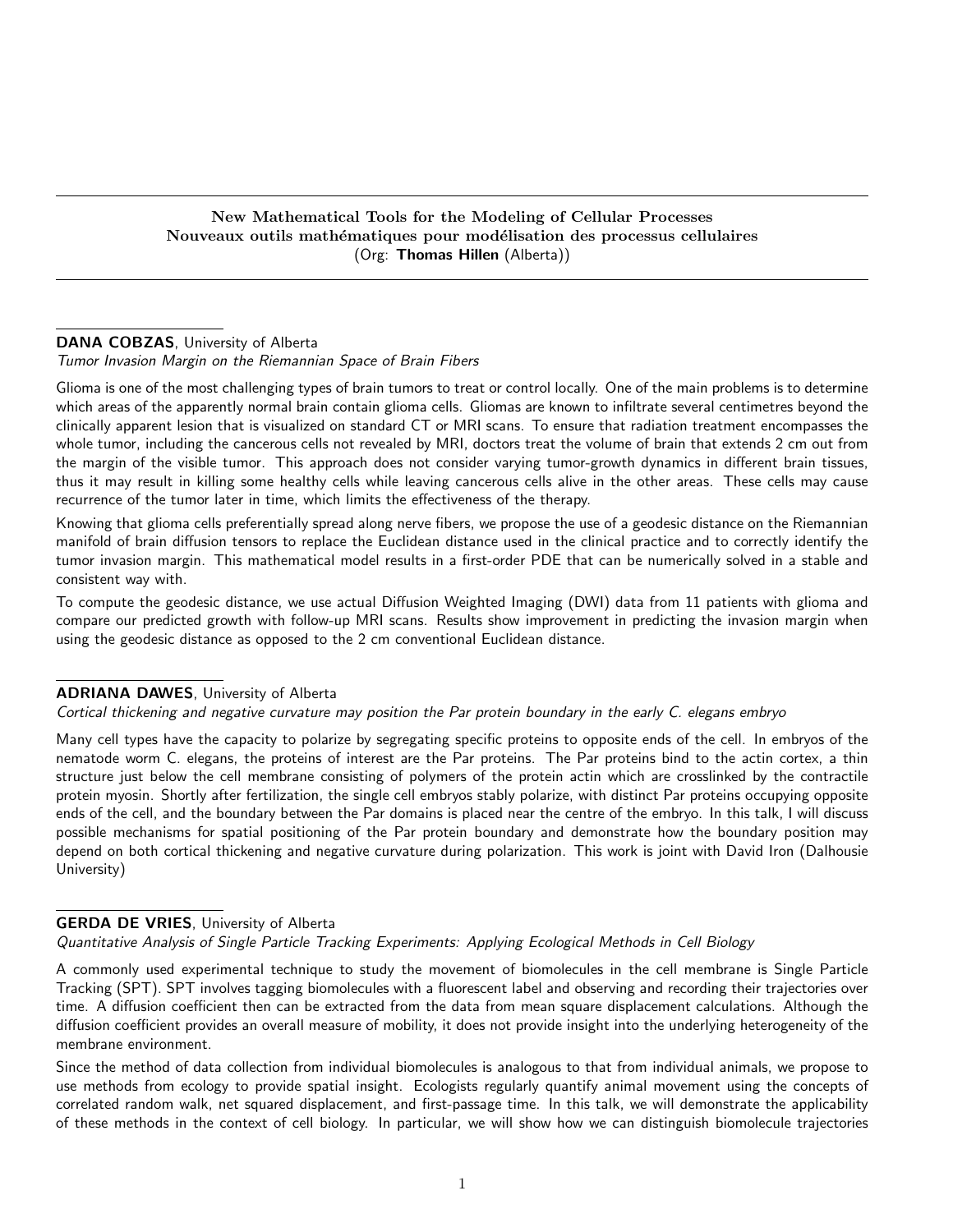## New Mathematical Tools for the Modeling of Cellular Processes
## Nouveaux outils mathématiques pour modélisation des processus cellulaires
(Org: **Thomas Hillen** (Alberta))

---

**DANA COBZAS**, University of Alberta
*Tumor Invasion Margin on the Riemannian Space of Brain Fibers*

Glioma is one of the most challenging types of brain tumors to treat or control locally. One of the main problems is to determine which areas of the apparently normal brain contain glioma cells. Gliomas are known to infiltrate several centimetres beyond the clinically apparent lesion that is visualized on standard CT or MRI scans. To ensure that radiation treatment encompasses the whole tumor, including the cancerous cells not revealed by MRI, doctors treat the volume of brain that extends 2 cm out from the margin of the visible tumor. This approach does not consider varying tumor-growth dynamics in different brain tissues, thus it may result in killing some healthy cells while leaving cancerous cells alive in the other areas. These cells may cause recurrence of the tumor later in time, which limits the effectiveness of the therapy.

Knowing that glioma cells preferentially spread along nerve fibers, we propose the use of a geodesic distance on the Riemannian manifold of brain diffusion tensors to replace the Euclidean distance used in the clinical practice and to correctly identify the tumor invasion margin. This mathematical model results in a first-order PDE that can be numerically solved in a stable and consistent way with.

To compute the geodesic distance, we use actual Diffusion Weighted Imaging (DWI) data from 11 patients with glioma and compare our predicted growth with follow-up MRI scans. Results show improvement in predicting the invasion margin when using the geodesic distance as opposed to the 2 cm conventional Euclidean distance.

---

**ADRIANA DAWES**, University of Alberta
*Cortical thickening and negative curvature may position the Par protein boundary in the early C. elegans embryo*

Many cell types have the capacity to polarize by segregating specific proteins to opposite ends of the cell. In embryos of the nematode worm C. elegans, the proteins of interest are the Par proteins. The Par proteins bind to the actin cortex, a thin structure just below the cell membrane consisting of polymers of the protein actin which are crosslinked by the contractile protein myosin. Shortly after fertilization, the single cell embryos stably polarize, with distinct Par proteins occupying opposite ends of the cell, and the boundary between the Par domains is placed near the centre of the embryo. In this talk, I will discuss possible mechanisms for spatial positioning of the Par protein boundary and demonstrate how the boundary position may depend on both cortical thickening and negative curvature during polarization. This work is joint with David Iron (Dalhousie University)

---

**GERDA DE VRIES**, University of Alberta
*Quantitative Analysis of Single Particle Tracking Experiments: Applying Ecological Methods in Cell Biology*

A commonly used experimental technique to study the movement of biomolecules in the cell membrane is Single Particle Tracking (SPT). SPT involves tagging biomolecules with a fluorescent label and observing and recording their trajectories over time. A diffusion coefficient then can be extracted from the data from mean square displacement calculations. Although the diffusion coefficient provides an overall measure of mobility, it does not provide insight into the underlying heterogeneity of the membrane environment.

Since the method of data collection from individual biomolecules is analogous to that from individual animals, we propose to use methods from ecology to provide spatial insight. Ecologists regularly quantify animal movement using the concepts of correlated random walk, net squared displacement, and first-passage time. In this talk, we will demonstrate the applicability of these methods in the context of cell biology. In particular, we will show how we can distinguish biomolecule trajectories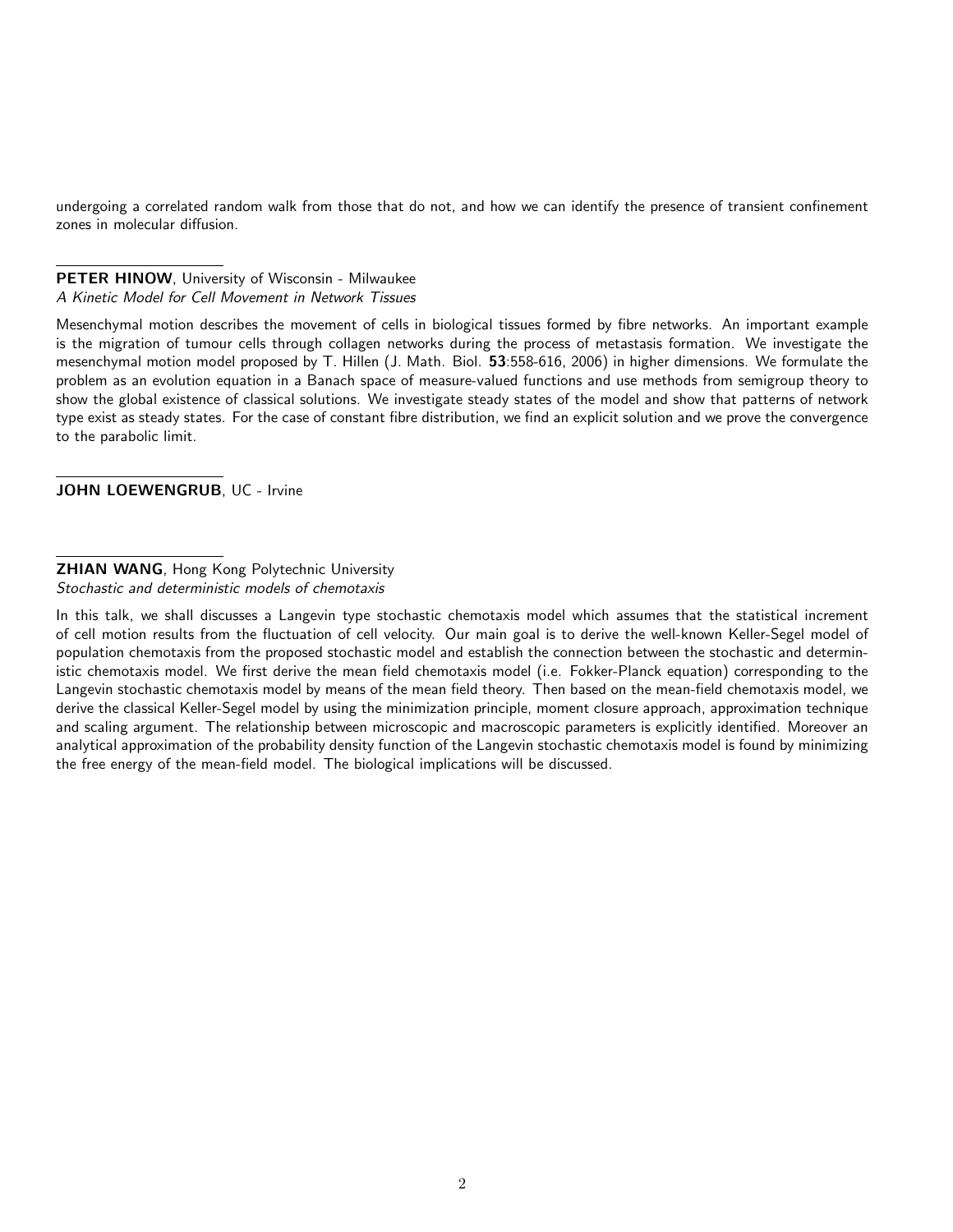undergoing a correlated random walk from those that do not, and how we can identify the presence of transient confinement zones in molecular diffusion.

---

**PETER HINOW**, University of Wisconsin - Milwaukee
*A Kinetic Model for Cell Movement in Network Tissues*

Mesenchymal motion describes the movement of cells in biological tissues formed by fibre networks. An important example is the migration of tumour cells through collagen networks during the process of metastasis formation. We investigate the mesenchymal motion model proposed by T. Hillen (J. Math. Biol. **53**:558-616, 2006) in higher dimensions. We formulate the problem as an evolution equation in a Banach space of measure-valued functions and use methods from semigroup theory to show the global existence of classical solutions. We investigate steady states of the model and show that patterns of network type exist as steady states. For the case of constant fibre distribution, we find an explicit solution and we prove the convergence to the parabolic limit.

---

**JOHN LOEWENGRUB**, UC - Irvine

---

**ZHIAN WANG**, Hong Kong Polytechnic University
*Stochastic and deterministic models of chemotaxis*

In this talk, we shall discusses a Langevin type stochastic chemotaxis model which assumes that the statistical increment of cell motion results from the fluctuation of cell velocity. Our main goal is to derive the well-known Keller-Segel model of population chemotaxis from the proposed stochastic model and establish the connection between the stochastic and deterministic chemotaxis model. We first derive the mean field chemotaxis model (i.e. Fokker-Planck equation) corresponding to the Langevin stochastic chemotaxis model by means of the mean field theory. Then based on the mean-field chemotaxis model, we derive the classical Keller-Segel model by using the minimization principle, moment closure approach, approximation technique and scaling argument. The relationship between microscopic and macroscopic parameters is explicitly identified. Moreover an analytical approximation of the probability density function of the Langevin stochastic chemotaxis model is found by minimizing the free energy of the mean-field model. The biological implications will be discussed.